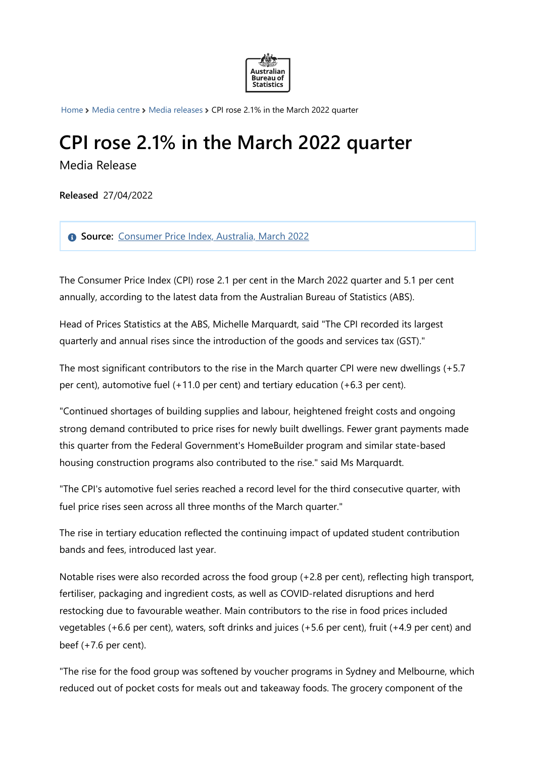Home > Media centre > Media releases > CPI rose 2.1% in the March 2022 quarter

# CPI rose 2.1% in the March 2022 quarter

Media Release

**Released** 27/04/2022

**Source:** Consumer Price Index, Australia, March 2022

The Consumer Price Index (CPI) rose 2.1 per cent in the March 2022 quarter and 5.1 per cent annually, according to the latest data from the Australian Bureau of Statistics (ABS).

Head of Prices Statistics at the ABS, Michelle Marquardt, said "The CPI recorded its largest quarterly and annual rises since the introduction of the goods and services tax (GST)."

The most significant contributors to the rise in the March quarter CPI were new dwellings (+5.7 per cent), automotive fuel (+11.0 per cent) and tertiary education (+6.3 per cent).

"Continued shortages of building supplies and labour, heightened freight costs and ongoing strong demand contributed to price rises for newly built dwellings. Fewer grant payments made this quarter from the Federal Government's HomeBuilder program and similar state-based housing construction programs also contributed to the rise." said Ms Marquardt.

"The CPI's automotive fuel series reached a record level for the third consecutive quarter, with fuel price rises seen across all three months of the March quarter."

The rise in tertiary education reflected the continuing impact of updated student contribution bands and fees, introduced last year.

Notable rises were also recorded across the food group (+2.8 per cent), reflecting high transport, fertiliser, packaging and ingredient costs, as well as COVID-related disruptions and herd restocking due to favourable weather. Main contributors to the rise in food prices included vegetables (+6.6 per cent), waters, soft drinks and juices (+5.6 per cent), fruit (+4.9 per cent) and beef (+7.6 per cent).

"The rise for the food group was softened by voucher programs in Sydney and Melbourne, which reduced out of pocket costs for meals out and takeaway foods. The grocery component of the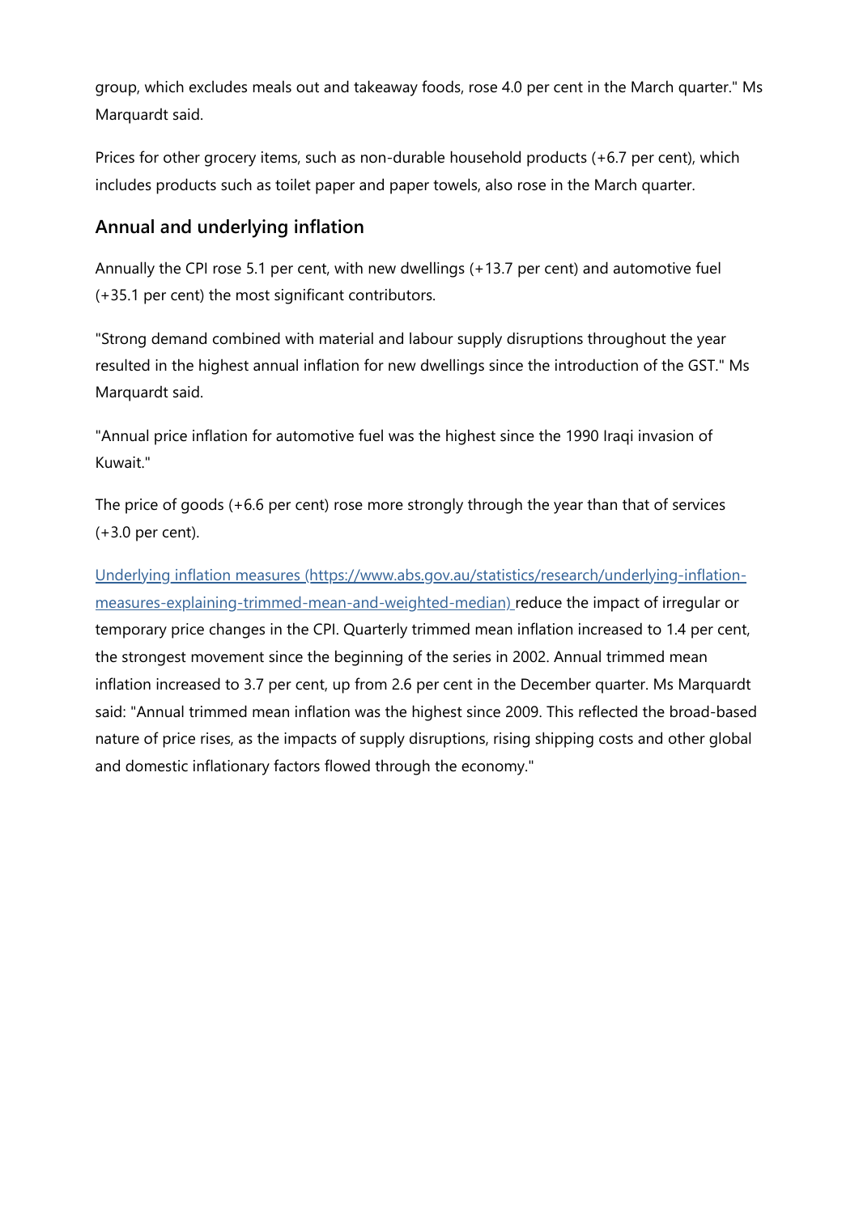group, which excludes meals out and takeaway foods, rose 4.0 per cent in the March quarter." Ms Marquardt said.

Prices for other grocery items, such as non-durable household products (+6.7 per cent), which includes products such as toilet paper and paper towels, also rose in the March quarter.

## Annual and underlying inflation

Annually the CPI rose 5.1 per cent, with new dwellings (+13.7 per cent) and automotive fuel (+35.1 per cent) the most significant contributors.

"Strong demand combined with material and labour supply disruptions throughout the year resulted in the highest annual inflation for new dwellings since the introduction of the GST." Ms Marquardt said.

"Annual price inflation for automotive fuel was the highest since the 1990 Iraqi invasion of Kuwait."

The price of goods (+6.6 per cent) rose more strongly through the year than that of services (+3.0 per cent).

[Underlying inflation measures (https://www.abs.gov.au/statistics/research/underlying-inflation-measures-explaining-trimmed-mean-and-weighted-median)](https://www.abs.gov.au/statistics/research/underlying-inflation-measures-explaining-trimmed-mean-and-weighted-median) reduce the impact of irregular or temporary price changes in the CPI. Quarterly trimmed mean inflation increased to 1.4 per cent, the strongest movement since the beginning of the series in 2002. Annual trimmed mean inflation increased to 3.7 per cent, up from 2.6 per cent in the December quarter. Ms Marquardt said: "Annual trimmed mean inflation was the highest since 2009. This reflected the broad-based nature of price rises, as the impacts of supply disruptions, rising shipping costs and other global and domestic inflationary factors flowed through the economy."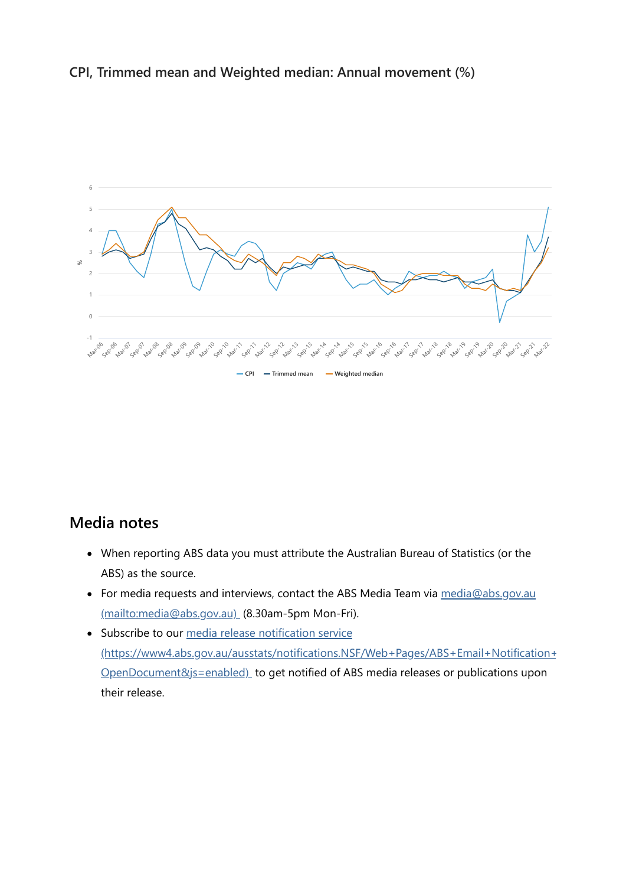**CPI, Trimmed mean and Weighted median: Annual movement (%)**

6
5
4
3
2
1
0
-1

%

Mar-06 Sep-06 Mar-07 Sep-07 Mar-08 Sep-08 Mar-09 Sep-09 Mar-10 Sep-10 Mar-11 Sep-11 Mar-12 Sep-12 Mar-13 Sep-13 Mar-14 Sep-14 Mar-15 Sep-15 Mar-16 Sep-16 Mar-17 Sep-17 Mar-18 Sep-18 Mar-19 Sep-19 Mar-20 Sep-20 Mar-21 Sep-21 Mar-22

CPI — Trimmed mean — Weighted median

## Media notes

- When reporting ABS data you must attribute the Australian Bureau of Statistics (or the ABS) as the source.
- For media requests and interviews, contact the ABS Media Team via media@abs.gov.au (mailto:media@abs.gov.au) (8.30am-5pm Mon-Fri).
- Subscribe to our media release notification service (https://www4.abs.gov.au/ausstats/notifications.NSF/Web+Pages/ABS+Email+Notification+OpenDocument&js=enabled) to get notified of ABS media releases or publications upon their release.